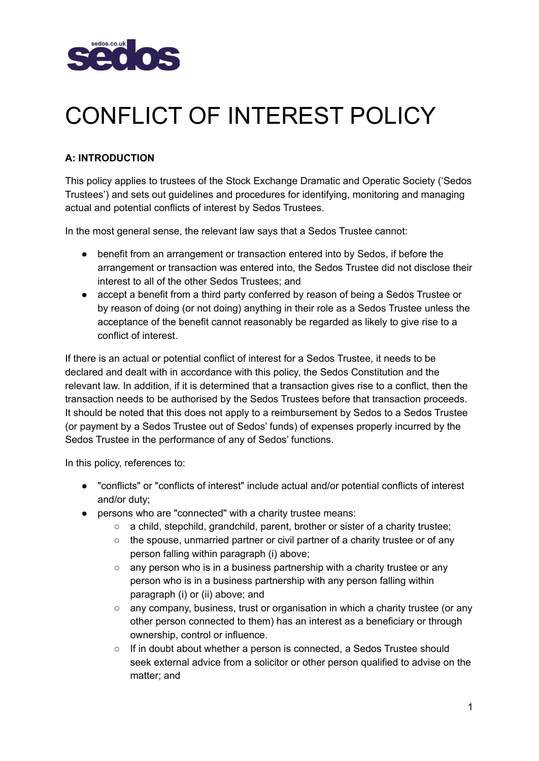# CONFLICT OF INTEREST POLICY

**A: INTRODUCTION**

This policy applies to trustees of the Stock Exchange Dramatic and Operatic Society ('Sedos Trustees') and sets out guidelines and procedures for identifying, monitoring and managing actual and potential conflicts of interest by Sedos Trustees.

In the most general sense, the relevant law says that a Sedos Trustee cannot:

- benefit from an arrangement or transaction entered into by Sedos, if before the arrangement or transaction was entered into, the Sedos Trustee did not disclose their interest to all of the other Sedos Trustees; and
- accept a benefit from a third party conferred by reason of being a Sedos Trustee or by reason of doing (or not doing) anything in their role as a Sedos Trustee unless the acceptance of the benefit cannot reasonably be regarded as likely to give rise to a conflict of interest.

If there is an actual or potential conflict of interest for a Sedos Trustee, it needs to be declared and dealt with in accordance with this policy, the Sedos Constitution and the relevant law. In addition, if it is determined that a transaction gives rise to a conflict, then the transaction needs to be authorised by the Sedos Trustees before that transaction proceeds. It should be noted that this does not apply to a reimbursement by Sedos to a Sedos Trustee (or payment by a Sedos Trustee out of Sedos' funds) of expenses properly incurred by the Sedos Trustee in the performance of any of Sedos' functions.

In this policy, references to:

- "conflicts" or "conflicts of interest" include actual and/or potential conflicts of interest and/or duty;
- persons who are "connected" with a charity trustee means:
  - a child, stepchild, grandchild, parent, brother or sister of a charity trustee;
  - the spouse, unmarried partner or civil partner of a charity trustee or of any person falling within paragraph (i) above;
  - any person who is in a business partnership with a charity trustee or any person who is in a business partnership with any person falling within paragraph (i) or (ii) above; and
  - any company, business, trust or organisation in which a charity trustee (or any other person connected to them) has an interest as a beneficiary or through ownership, control or influence.
  - If in doubt about whether a person is connected, a Sedos Trustee should seek external advice from a solicitor or other person qualified to advise on the matter; and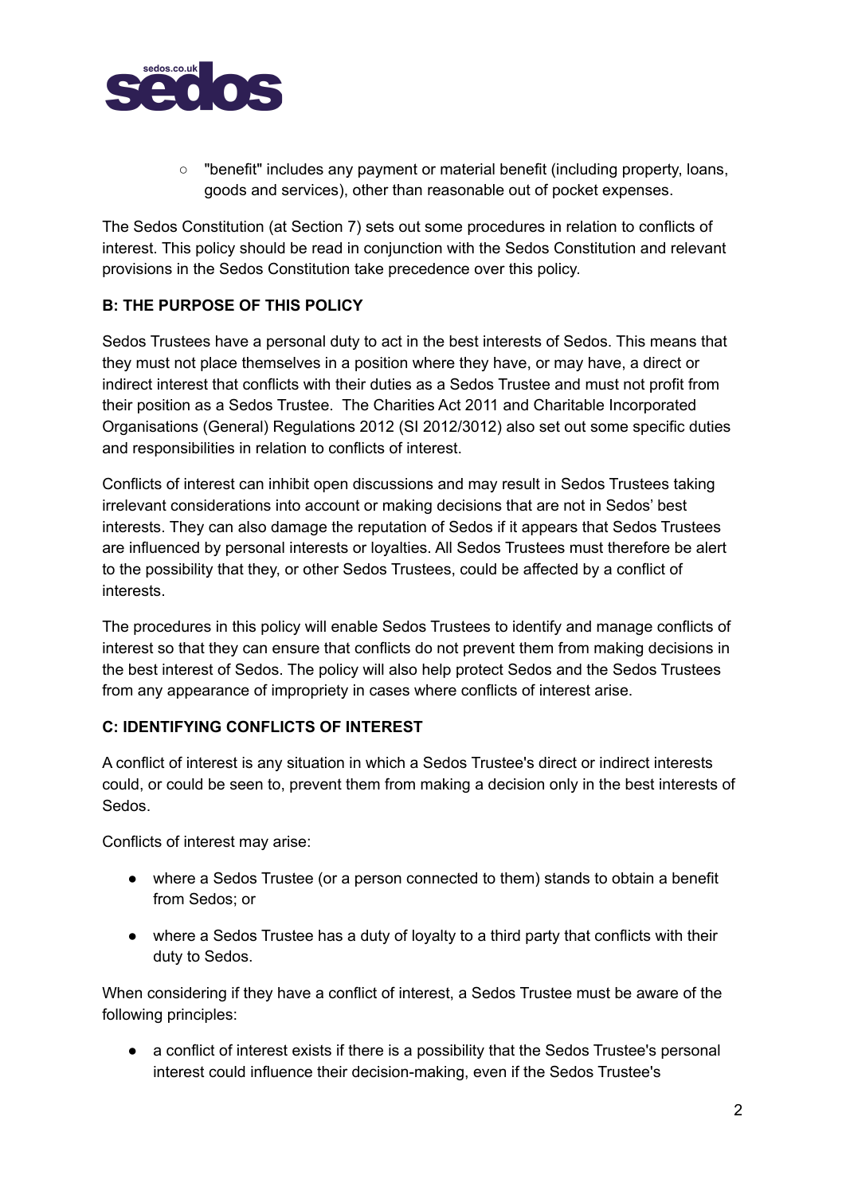- "benefit" includes any payment or material benefit (including property, loans, goods and services), other than reasonable out of pocket expenses.

The Sedos Constitution (at Section 7) sets out some procedures in relation to conflicts of interest. This policy should be read in conjunction with the Sedos Constitution and relevant provisions in the Sedos Constitution take precedence over this policy.

**B: THE PURPOSE OF THIS POLICY**

Sedos Trustees have a personal duty to act in the best interests of Sedos. This means that they must not place themselves in a position where they have, or may have, a direct or indirect interest that conflicts with their duties as a Sedos Trustee and must not profit from their position as a Sedos Trustee. The Charities Act 2011 and Charitable Incorporated Organisations (General) Regulations 2012 (SI 2012/3012) also set out some specific duties and responsibilities in relation to conflicts of interest.

Conflicts of interest can inhibit open discussions and may result in Sedos Trustees taking irrelevant considerations into account or making decisions that are not in Sedos' best interests. They can also damage the reputation of Sedos if it appears that Sedos Trustees are influenced by personal interests or loyalties. All Sedos Trustees must therefore be alert to the possibility that they, or other Sedos Trustees, could be affected by a conflict of interests.

The procedures in this policy will enable Sedos Trustees to identify and manage conflicts of interest so that they can ensure that conflicts do not prevent them from making decisions in the best interest of Sedos. The policy will also help protect Sedos and the Sedos Trustees from any appearance of impropriety in cases where conflicts of interest arise.

**C: IDENTIFYING CONFLICTS OF INTEREST**

A conflict of interest is any situation in which a Sedos Trustee's direct or indirect interests could, or could be seen to, prevent them from making a decision only in the best interests of Sedos.

Conflicts of interest may arise:

- where a Sedos Trustee (or a person connected to them) stands to obtain a benefit from Sedos; or
- where a Sedos Trustee has a duty of loyalty to a third party that conflicts with their duty to Sedos.

When considering if they have a conflict of interest, a Sedos Trustee must be aware of the following principles:

- a conflict of interest exists if there is a possibility that the Sedos Trustee's personal interest could influence their decision-making, even if the Sedos Trustee's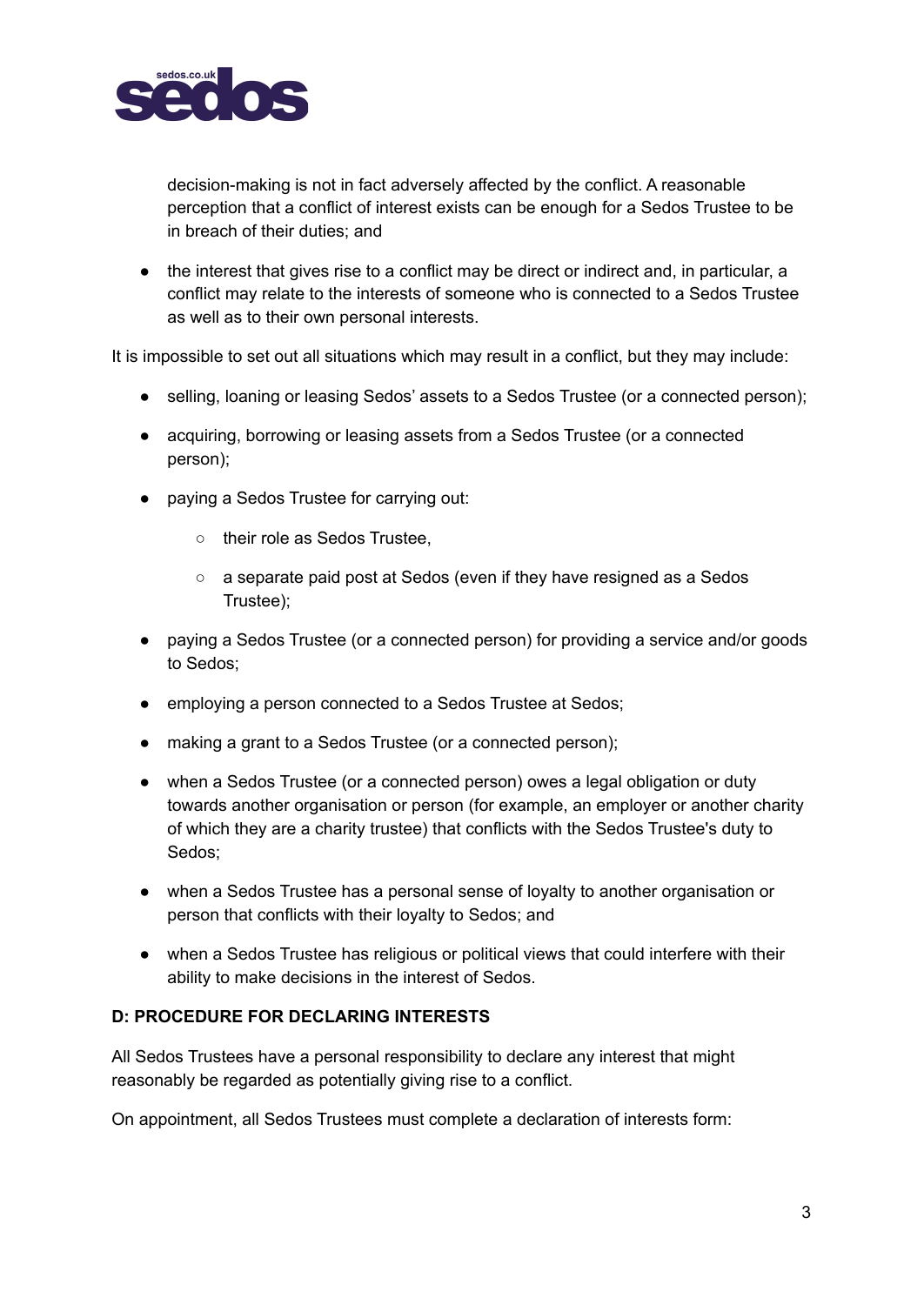decision-making is not in fact adversely affected by the conflict. A reasonable perception that a conflict of interest exists can be enough for a Sedos Trustee to be in breach of their duties; and

- the interest that gives rise to a conflict may be direct or indirect and, in particular, a conflict may relate to the interests of someone who is connected to a Sedos Trustee as well as to their own personal interests.

It is impossible to set out all situations which may result in a conflict, but they may include:

- selling, loaning or leasing Sedos' assets to a Sedos Trustee (or a connected person);
- acquiring, borrowing or leasing assets from a Sedos Trustee (or a connected person);
- paying a Sedos Trustee for carrying out:
  - their role as Sedos Trustee,
  - a separate paid post at Sedos (even if they have resigned as a Sedos Trustee);
- paying a Sedos Trustee (or a connected person) for providing a service and/or goods to Sedos;
- employing a person connected to a Sedos Trustee at Sedos;
- making a grant to a Sedos Trustee (or a connected person);
- when a Sedos Trustee (or a connected person) owes a legal obligation or duty towards another organisation or person (for example, an employer or another charity of which they are a charity trustee) that conflicts with the Sedos Trustee's duty to Sedos;
- when a Sedos Trustee has a personal sense of loyalty to another organisation or person that conflicts with their loyalty to Sedos; and
- when a Sedos Trustee has religious or political views that could interfere with their ability to make decisions in the interest of Sedos.

**D: PROCEDURE FOR DECLARING INTERESTS**

All Sedos Trustees have a personal responsibility to declare any interest that might reasonably be regarded as potentially giving rise to a conflict.

On appointment, all Sedos Trustees must complete a declaration of interests form: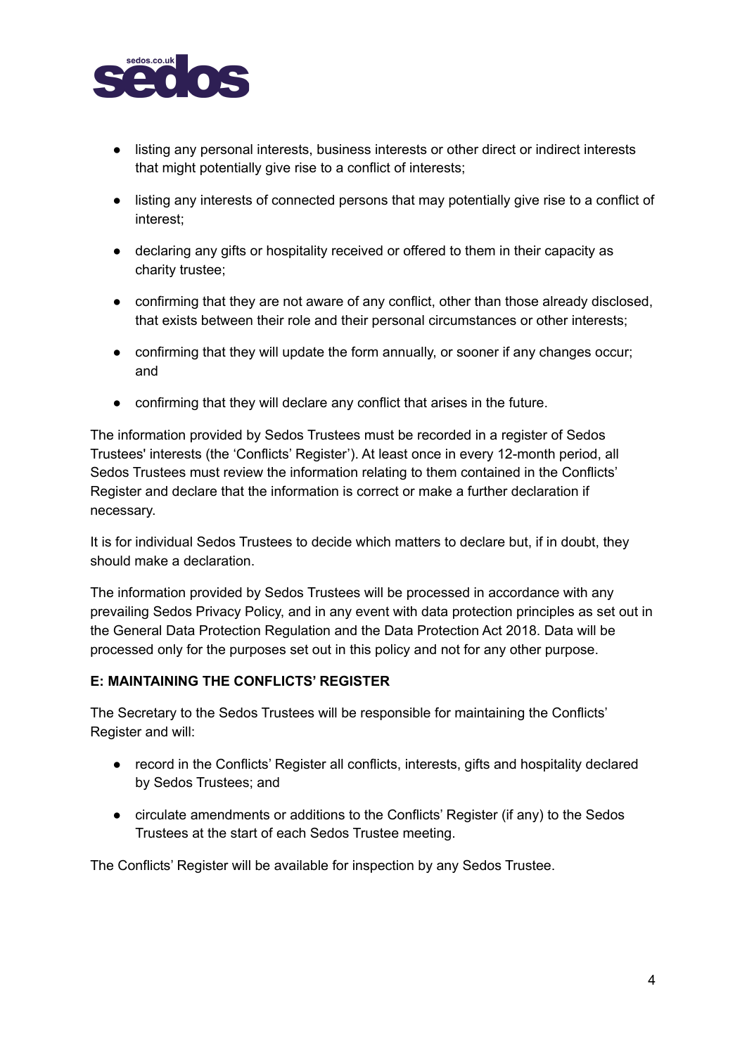- listing any personal interests, business interests or other direct or indirect interests that might potentially give rise to a conflict of interests;
- listing any interests of connected persons that may potentially give rise to a conflict of interest;
- declaring any gifts or hospitality received or offered to them in their capacity as charity trustee;
- confirming that they are not aware of any conflict, other than those already disclosed, that exists between their role and their personal circumstances or other interests;
- confirming that they will update the form annually, or sooner if any changes occur; and
- confirming that they will declare any conflict that arises in the future.

The information provided by Sedos Trustees must be recorded in a register of Sedos Trustees' interests (the 'Conflicts' Register'). At least once in every 12-month period, all Sedos Trustees must review the information relating to them contained in the Conflicts' Register and declare that the information is correct or make a further declaration if necessary.

It is for individual Sedos Trustees to decide which matters to declare but, if in doubt, they should make a declaration.

The information provided by Sedos Trustees will be processed in accordance with any prevailing Sedos Privacy Policy, and in any event with data protection principles as set out in the General Data Protection Regulation and the Data Protection Act 2018. Data will be processed only for the purposes set out in this policy and not for any other purpose.

**E: MAINTAINING THE CONFLICTS' REGISTER**

The Secretary to the Sedos Trustees will be responsible for maintaining the Conflicts' Register and will:

- record in the Conflicts' Register all conflicts, interests, gifts and hospitality declared by Sedos Trustees; and
- circulate amendments or additions to the Conflicts' Register (if any) to the Sedos Trustees at the start of each Sedos Trustee meeting.

The Conflicts' Register will be available for inspection by any Sedos Trustee.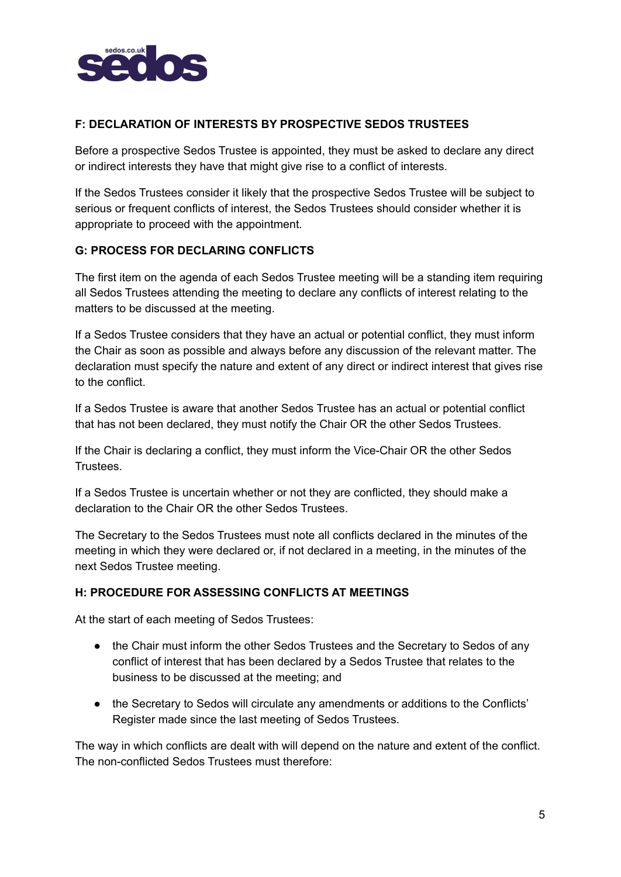## F: DECLARATION OF INTERESTS BY PROSPECTIVE SEDOS TRUSTEES

Before a prospective Sedos Trustee is appointed, they must be asked to declare any direct or indirect interests they have that might give rise to a conflict of interests.

If the Sedos Trustees consider it likely that the prospective Sedos Trustee will be subject to serious or frequent conflicts of interest, the Sedos Trustees should consider whether it is appropriate to proceed with the appointment.

## G: PROCESS FOR DECLARING CONFLICTS

The first item on the agenda of each Sedos Trustee meeting will be a standing item requiring all Sedos Trustees attending the meeting to declare any conflicts of interest relating to the matters to be discussed at the meeting.

If a Sedos Trustee considers that they have an actual or potential conflict, they must inform the Chair as soon as possible and always before any discussion of the relevant matter. The declaration must specify the nature and extent of any direct or indirect interest that gives rise to the conflict.

If a Sedos Trustee is aware that another Sedos Trustee has an actual or potential conflict that has not been declared, they must notify the Chair OR the other Sedos Trustees.

If the Chair is declaring a conflict, they must inform the Vice-Chair OR the other Sedos Trustees.

If a Sedos Trustee is uncertain whether or not they are conflicted, they should make a declaration to the Chair OR the other Sedos Trustees.

The Secretary to the Sedos Trustees must note all conflicts declared in the minutes of the meeting in which they were declared or, if not declared in a meeting, in the minutes of the next Sedos Trustee meeting.

## H: PROCEDURE FOR ASSESSING CONFLICTS AT MEETINGS

At the start of each meeting of Sedos Trustees:

- the Chair must inform the other Sedos Trustees and the Secretary to Sedos of any conflict of interest that has been declared by a Sedos Trustee that relates to the business to be discussed at the meeting; and
- the Secretary to Sedos will circulate any amendments or additions to the Conflicts' Register made since the last meeting of Sedos Trustees.

The way in which conflicts are dealt with will depend on the nature and extent of the conflict. The non-conflicted Sedos Trustees must therefore: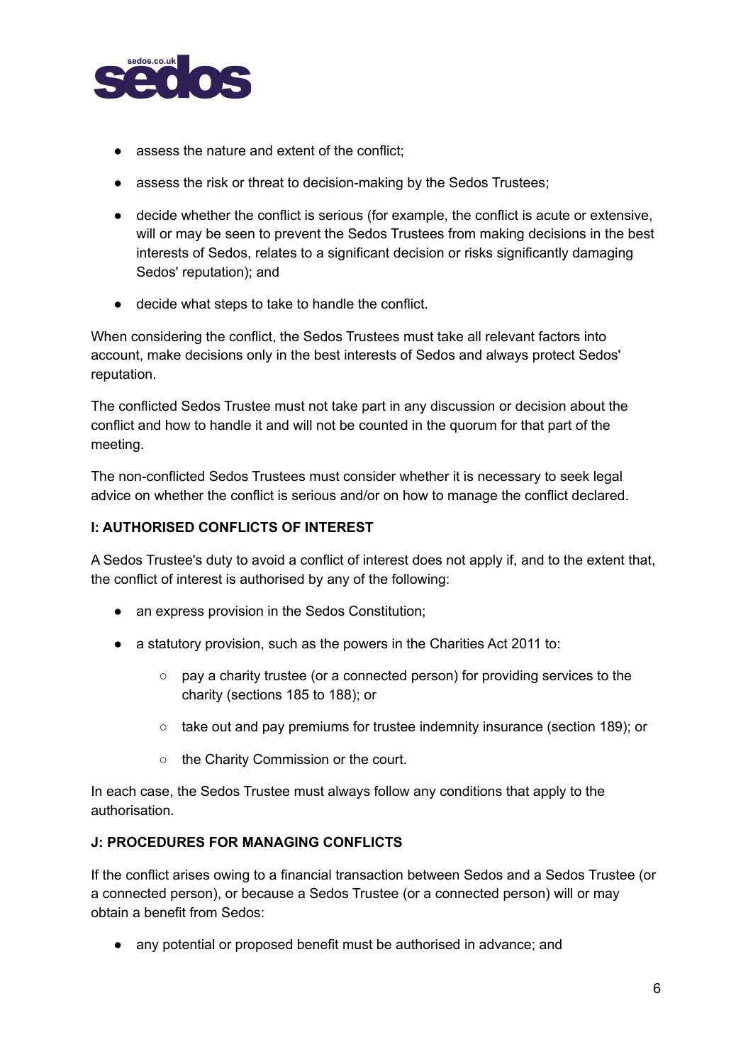- assess the nature and extent of the conflict;
- assess the risk or threat to decision-making by the Sedos Trustees;
- decide whether the conflict is serious (for example, the conflict is acute or extensive, will or may be seen to prevent the Sedos Trustees from making decisions in the best interests of Sedos, relates to a significant decision or risks significantly damaging Sedos' reputation); and
- decide what steps to take to handle the conflict.

When considering the conflict, the Sedos Trustees must take all relevant factors into account, make decisions only in the best interests of Sedos and always protect Sedos' reputation.

The conflicted Sedos Trustee must not take part in any discussion or decision about the conflict and how to handle it and will not be counted in the quorum for that part of the meeting.

The non-conflicted Sedos Trustees must consider whether it is necessary to seek legal advice on whether the conflict is serious and/or on how to manage the conflict declared.

### I: AUTHORISED CONFLICTS OF INTEREST

A Sedos Trustee's duty to avoid a conflict of interest does not apply if, and to the extent that, the conflict of interest is authorised by any of the following:

- an express provision in the Sedos Constitution;
- a statutory provision, such as the powers in the Charities Act 2011 to:
  - pay a charity trustee (or a connected person) for providing services to the charity (sections 185 to 188); or
  - take out and pay premiums for trustee indemnity insurance (section 189); or
  - the Charity Commission or the court.

In each case, the Sedos Trustee must always follow any conditions that apply to the authorisation.

### J: PROCEDURES FOR MANAGING CONFLICTS

If the conflict arises owing to a financial transaction between Sedos and a Sedos Trustee (or a connected person), or because a Sedos Trustee (or a connected person) will or may obtain a benefit from Sedos:

- any potential or proposed benefit must be authorised in advance; and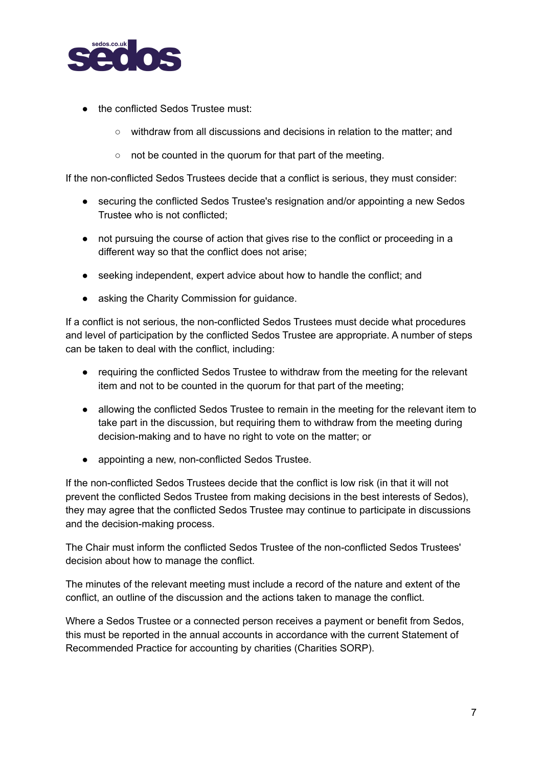- the conflicted Sedos Trustee must:
  - withdraw from all discussions and decisions in relation to the matter; and
  - not be counted in the quorum for that part of the meeting.

If the non-conflicted Sedos Trustees decide that a conflict is serious, they must consider:

- securing the conflicted Sedos Trustee's resignation and/or appointing a new Sedos Trustee who is not conflicted;
- not pursuing the course of action that gives rise to the conflict or proceeding in a different way so that the conflict does not arise;
- seeking independent, expert advice about how to handle the conflict; and
- asking the Charity Commission for guidance.

If a conflict is not serious, the non-conflicted Sedos Trustees must decide what procedures and level of participation by the conflicted Sedos Trustee are appropriate. A number of steps can be taken to deal with the conflict, including:

- requiring the conflicted Sedos Trustee to withdraw from the meeting for the relevant item and not to be counted in the quorum for that part of the meeting;
- allowing the conflicted Sedos Trustee to remain in the meeting for the relevant item to take part in the discussion, but requiring them to withdraw from the meeting during decision-making and to have no right to vote on the matter; or
- appointing a new, non-conflicted Sedos Trustee.

If the non-conflicted Sedos Trustees decide that the conflict is low risk (in that it will not prevent the conflicted Sedos Trustee from making decisions in the best interests of Sedos), they may agree that the conflicted Sedos Trustee may continue to participate in discussions and the decision-making process.

The Chair must inform the conflicted Sedos Trustee of the non-conflicted Sedos Trustees' decision about how to manage the conflict.

The minutes of the relevant meeting must include a record of the nature and extent of the conflict, an outline of the discussion and the actions taken to manage the conflict.

Where a Sedos Trustee or a connected person receives a payment or benefit from Sedos, this must be reported in the annual accounts in accordance with the current Statement of Recommended Practice for accounting by charities (Charities SORP).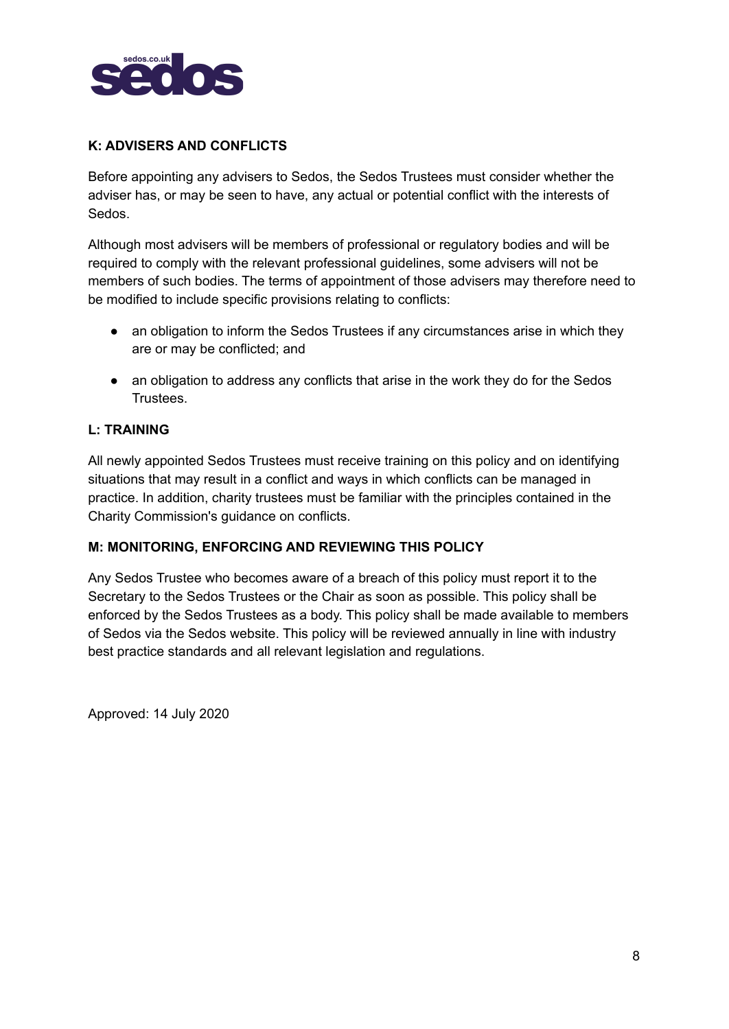**K: ADVISERS AND CONFLICTS**

Before appointing any advisers to Sedos, the Sedos Trustees must consider whether the adviser has, or may be seen to have, any actual or potential conflict with the interests of Sedos.

Although most advisers will be members of professional or regulatory bodies and will be required to comply with the relevant professional guidelines, some advisers will not be members of such bodies. The terms of appointment of those advisers may therefore need to be modified to include specific provisions relating to conflicts:

- an obligation to inform the Sedos Trustees if any circumstances arise in which they are or may be conflicted; and
- an obligation to address any conflicts that arise in the work they do for the Sedos Trustees.

**L: TRAINING**

All newly appointed Sedos Trustees must receive training on this policy and on identifying situations that may result in a conflict and ways in which conflicts can be managed in practice. In addition, charity trustees must be familiar with the principles contained in the Charity Commission's guidance on conflicts.

**M: MONITORING, ENFORCING AND REVIEWING THIS POLICY**

Any Sedos Trustee who becomes aware of a breach of this policy must report it to the Secretary to the Sedos Trustees or the Chair as soon as possible. This policy shall be enforced by the Sedos Trustees as a body. This policy shall be made available to members of Sedos via the Sedos website. This policy will be reviewed annually in line with industry best practice standards and all relevant legislation and regulations.

Approved: 14 July 2020